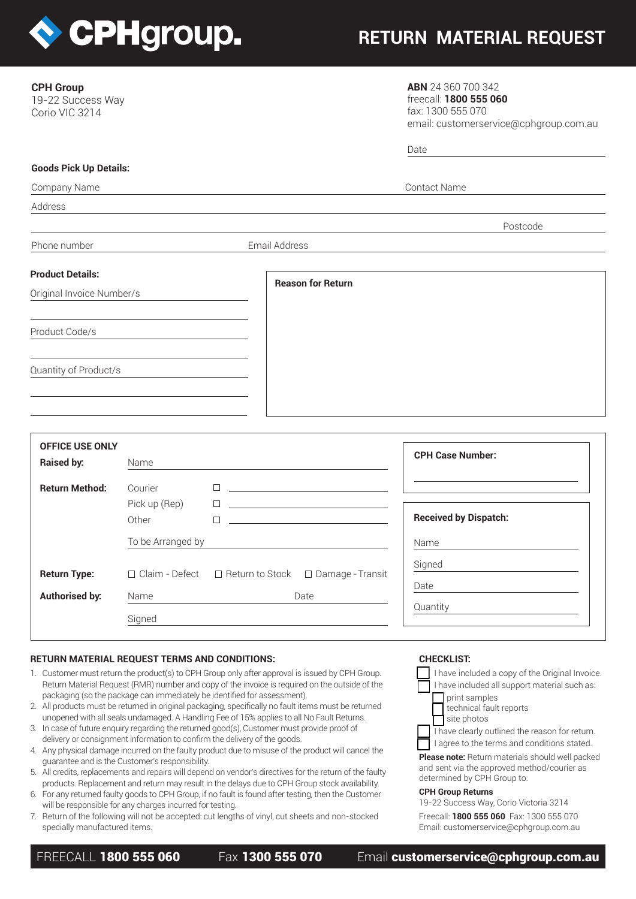# CPHgroup. RETURN MATERIAL REQUEST

**CPH Group**
19-22 Success Way
Corio VIC 3214

**ABN** 24 360 700 342
freecall: **1800 555 060**
fax: 1300 555 070
email: customerservice@cphgroup.com.au

Date

**Goods Pick Up Details:**

Company Name | Contact Name

Address

Postcode

Phone number | Email Address

**Product Details:**

Original Invoice Number/s

Product Code/s

Quantity of Product/s

**Reason for Return**

---

**OFFICE USE ONLY**

**Raised by:** Name

**Return Method:**
- Courier ☐
- Pick up (Rep) ☐
- Other ☐

To be Arranged by

**Return Type:** ☐ Claim - Defect ☐ Return to Stock ☐ Damage - Transit

**Authorised by:** Name | Date

Signed

**CPH Case Number:**

**Received by Dispatch:**

Name

Signed

Date

Quantity

---

## RETURN MATERIAL REQUEST TERMS AND CONDITIONS:

1. Customer must return the product(s) to CPH Group only after approval is issued by CPH Group. Return Material Request (RMR) number and copy of the invoice is required on the outside of the packaging (so the package can immediately be identified for assessment).
2. All products must be returned in original packaging, specifically no fault items must be returned unopened with all seals undamaged. A Handling Fee of 15% applies to all No Fault Returns.
3. In case of future enquiry regarding the returned good(s), Customer must provide proof of delivery or consignment information to confirm the delivery of the goods.
4. Any physical damage incurred on the faulty product due to misuse of the product will cancel the guarantee and is the Customer's responsibility.
5. All credits, replacements and repairs will depend on vendor's directives for the return of the faulty products. Replacement and return may result in the delays due to CPH Group stock availability.
6. For any returned faulty goods to CPH Group, if no fault is found after testing, then the Customer will be responsible for any charges incurred for testing.
7. Return of the following will not be accepted: cut lengths of vinyl, cut sheets and non-stocked specially manufactured items.

## CHECKLIST:

- ☐ I have included a copy of the Original Invoice.
- ☐ I have included all support material such as:
  - ☐ print samples
  - ☐ technical fault reports
  - ☐ site photos
- ☐ I have clearly outlined the reason for return.
- ☐ I agree to the terms and conditions stated.

**Please note:** Return materials should well packed and sent via the approved method/courier as determined by CPH Group to:

**CPH Group Returns**
19-22 Success Way, Corio Victoria 3214
Freecall: **1800 555 060** Fax: 1300 555 070
Email: customerservice@cphgroup.com.au

FREECALL **1800 555 060** Fax **1300 555 070** Email **customerservice@cphgroup.com.au**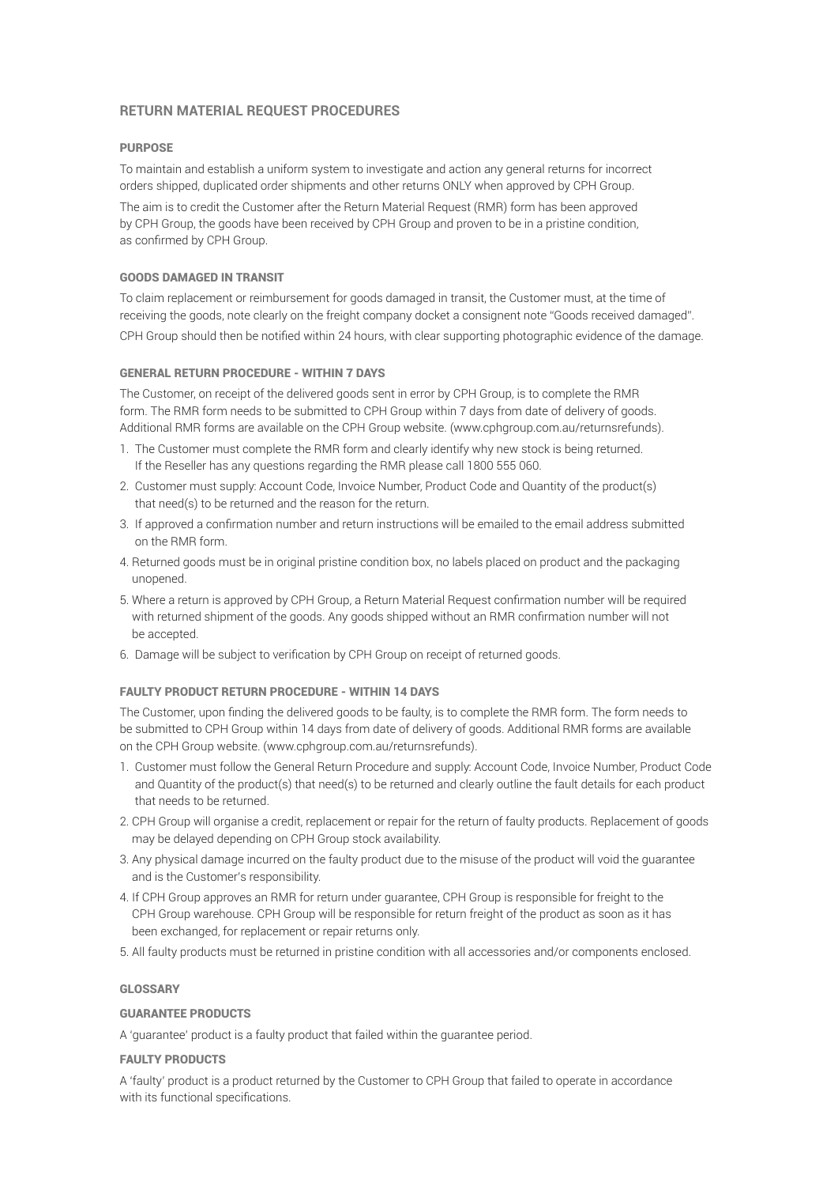## RETURN MATERIAL REQUEST PROCEDURES

### PURPOSE

To maintain and establish a uniform system to investigate and action any general returns for incorrect orders shipped, duplicated order shipments and other returns ONLY when approved by CPH Group.

The aim is to credit the Customer after the Return Material Request (RMR) form has been approved by CPH Group, the goods have been received by CPH Group and proven to be in a pristine condition, as confirmed by CPH Group.

### GOODS DAMAGED IN TRANSIT

To claim replacement or reimbursement for goods damaged in transit, the Customer must, at the time of receiving the goods, note clearly on the freight company docket a consignent note "Goods received damaged".

CPH Group should then be notified within 24 hours, with clear supporting photographic evidence of the damage.

### GENERAL RETURN PROCEDURE - WITHIN 7 DAYS

The Customer, on receipt of the delivered goods sent in error by CPH Group, is to complete the RMR form. The RMR form needs to be submitted to CPH Group within 7 days from date of delivery of goods. Additional RMR forms are available on the CPH Group website. (www.cphgroup.com.au/returnsrefunds).

1. The Customer must complete the RMR form and clearly identify why new stock is being returned. If the Reseller has any questions regarding the RMR please call 1800 555 060.
2. Customer must supply: Account Code, Invoice Number, Product Code and Quantity of the product(s) that need(s) to be returned and the reason for the return.
3. If approved a confirmation number and return instructions will be emailed to the email address submitted on the RMR form.
4. Returned goods must be in original pristine condition box, no labels placed on product and the packaging unopened.
5. Where a return is approved by CPH Group, a Return Material Request confirmation number will be required with returned shipment of the goods. Any goods shipped without an RMR confirmation number will not be accepted.
6. Damage will be subject to verification by CPH Group on receipt of returned goods.

### FAULTY PRODUCT RETURN PROCEDURE - WITHIN 14 DAYS

The Customer, upon finding the delivered goods to be faulty, is to complete the RMR form. The form needs to be submitted to CPH Group within 14 days from date of delivery of goods. Additional RMR forms are available on the CPH Group website. (www.cphgroup.com.au/returnsrefunds).

1. Customer must follow the General Return Procedure and supply: Account Code, Invoice Number, Product Code and Quantity of the product(s) that need(s) to be returned and clearly outline the fault details for each product that needs to be returned.
2. CPH Group will organise a credit, replacement or repair for the return of faulty products. Replacement of goods may be delayed depending on CPH Group stock availability.
3. Any physical damage incurred on the faulty product due to the misuse of the product will void the guarantee and is the Customer's responsibility.
4. If CPH Group approves an RMR for return under guarantee, CPH Group is responsible for freight to the CPH Group warehouse. CPH Group will be responsible for return freight of the product as soon as it has been exchanged, for replacement or repair returns only.
5. All faulty products must be returned in pristine condition with all accessories and/or components enclosed.

### GLOSSARY

#### GUARANTEE PRODUCTS

A 'guarantee' product is a faulty product that failed within the guarantee period.

#### FAULTY PRODUCTS

A 'faulty' product is a product returned by the Customer to CPH Group that failed to operate in accordance with its functional specifications.